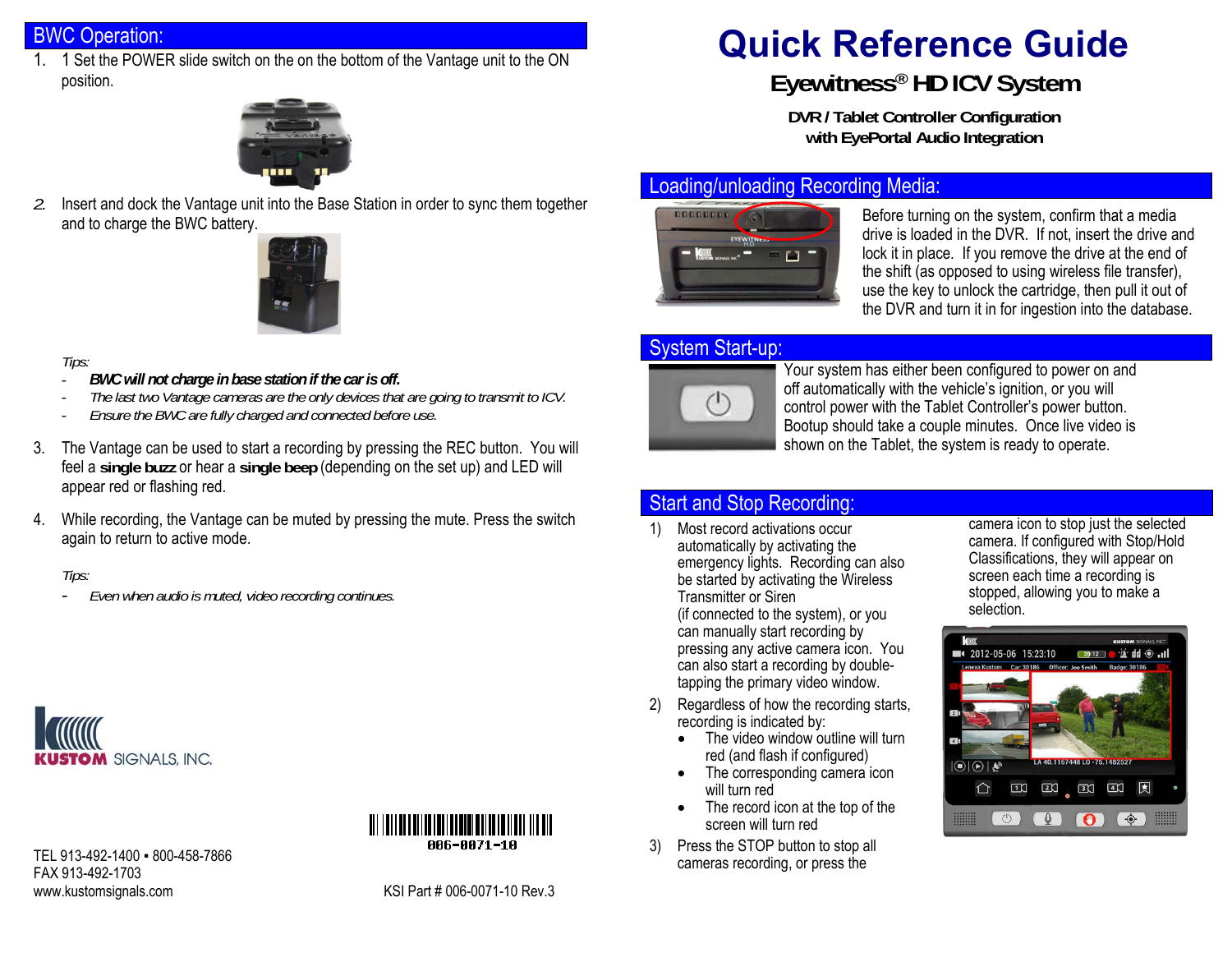## BWC Operation:

1. 1 Set the POWER slide switch on the on the bottom of the Vantage unit to the ON position.

2. Insert and dock the Vantage unit into the Base Station in order to sync them together and to charge the BWC battery.

*Tips:*

- ***BWC will not charge in base station if the car is off.***
- *The last two Vantage cameras are the only devices that are going to transmit to ICV.*
- *Ensure the BWC are fully charged and connected before use.*

3. The Vantage can be used to start a recording by pressing the REC button. You will feel a **single buzz** or hear a **single beep** (depending on the set up) and LED will appear red or flashing red.

4. While recording, the Vantage can be muted by pressing the mute. Press the switch again to return to active mode.

*Tips:*

- *Even when audio is muted, video recording continues.*

KUSTOM SIGNALS, INC.

TEL 913-492-1400 ▪ 800-458-7866
FAX 913-492-1703
www.kustomsignals.com

006-0071-10

KSI Part # 006-0071-10 Rev.3

# Quick Reference Guide

### Eyewitness® HD ICV System

**DVR / Tablet Controller Configuration**
**with EyePortal Audio Integration**

## Loading/unloading Recording Media:

Before turning on the system, confirm that a media drive is loaded in the DVR. If not, insert the drive and lock it in place. If you remove the drive at the end of the shift (as opposed to using wireless file transfer), use the key to unlock the cartridge, then pull it out of the DVR and turn it in for ingestion into the database.

## System Start-up:

Your system has either been configured to power on and off automatically with the vehicle's ignition, or you will control power with the Tablet Controller's power button. Bootup should take a couple minutes. Once live video is shown on the Tablet, the system is ready to operate.

## Start and Stop Recording:

1) Most record activations occur automatically by activating the emergency lights. Recording can also be started by activating the Wireless Transmitter or Siren (if connected to the system), or you can manually start recording by pressing any active camera icon. You can also start a recording by double-tapping the primary video window.

2) Regardless of how the recording starts, recording is indicated by:
   - The video window outline will turn red (and flash if configured)
   - The corresponding camera icon will turn red
   - The record icon at the top of the screen will turn red

3) Press the STOP button to stop all cameras recording, or press the camera icon to stop just the selected camera. If configured with Stop/Hold Classifications, they will appear on screen each time a recording is stopped, allowing you to make a selection.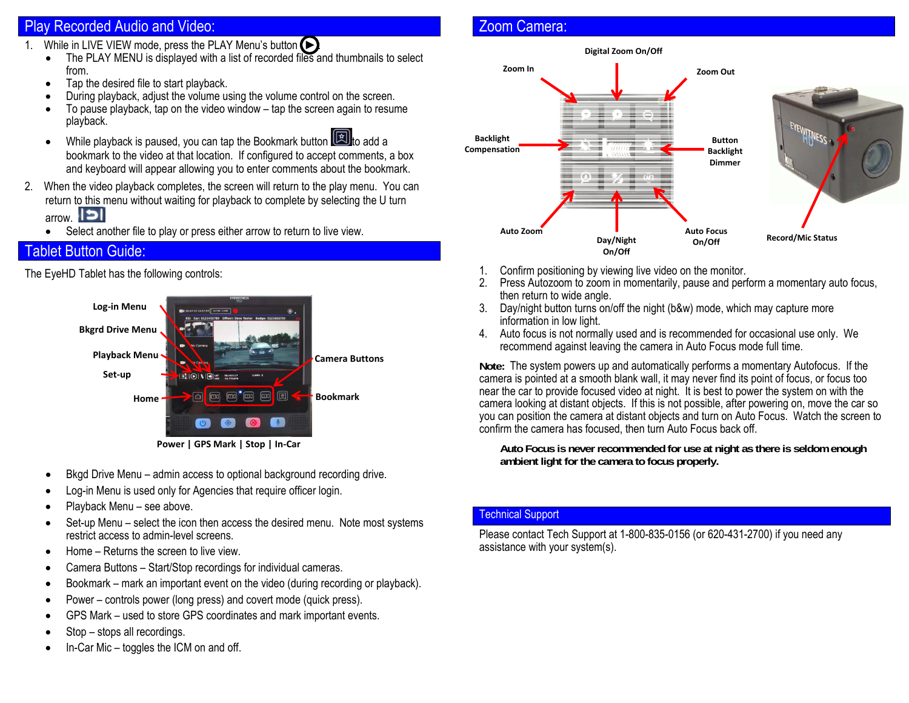## Play Recorded Audio and Video:

1. While in LIVE VIEW mode, press the PLAY Menu's button.
   - The PLAY MENU is displayed with a list of recorded files and thumbnails to select from.
   - Tap the desired file to start playback.
   - During playback, adjust the volume using the volume control on the screen.
   - To pause playback, tap on the video window – tap the screen again to resume playback.
   - While playback is paused, you can tap the Bookmark button to add a bookmark to the video at that location. If configured to accept comments, a box and keyboard will appear allowing you to enter comments about the bookmark.
2. When the video playback completes, the screen will return to the play menu. You can return to this menu without waiting for playback to complete by selecting the U turn arrow.
   - Select another file to play or press either arrow to return to live view.

## Tablet Button Guide:

The EyeHD Tablet has the following controls:

Log-in Menu
Bkgrd Drive Menu
Playback Menu
Set-up
Home
Camera Buttons
Bookmark
Power | GPS Mark | Stop | In-Car

- Bkgd Drive Menu – admin access to optional background recording drive.
- Log-in Menu is used only for Agencies that require officer login.
- Playback Menu – see above.
- Set-up Menu – select the icon then access the desired menu. Note most systems restrict access to admin-level screens.
- Home – Returns the screen to live view.
- Camera Buttons – Start/Stop recordings for individual cameras.
- Bookmark – mark an important event on the video (during recording or playback).
- Power – controls power (long press) and covert mode (quick press).
- GPS Mark – used to store GPS coordinates and mark important events.
- Stop – stops all recordings.
- In-Car Mic – toggles the ICM on and off.

## Zoom Camera:

Digital Zoom On/Off
Zoom In
Zoom Out
Backlight Compensation
Button Backlight Dimmer
Auto Zoom
Day/Night On/Off
Auto Focus On/Off
Record/Mic Status

1. Confirm positioning by viewing live video on the monitor.
2. Press Autozoom to zoom in momentarily, pause and perform a momentary auto focus, then return to wide angle.
3. Day/night button turns on/off the night (b&w) mode, which may capture more information in low light.
4. Auto focus is not normally used and is recommended for occasional use only. We recommend against leaving the camera in Auto Focus mode full time.

**Note:** The system powers up and automatically performs a momentary Autofocus. If the camera is pointed at a smooth blank wall, it may never find its point of focus, or focus too near the car to provide focused video at night. It is best to power the system on with the camera looking at distant objects. If this is not possible, after powering on, move the car so you can position the camera at distant objects and turn on Auto Focus. Watch the screen to confirm the camera has focused, then turn Auto Focus back off.

**Auto Focus is never recommended for use at night as there is seldom enough ambient light for the camera to focus properly.**

## Technical Support

Please contact Tech Support at 1-800-835-0156 (or 620-431-2700) if you need any assistance with your system(s).